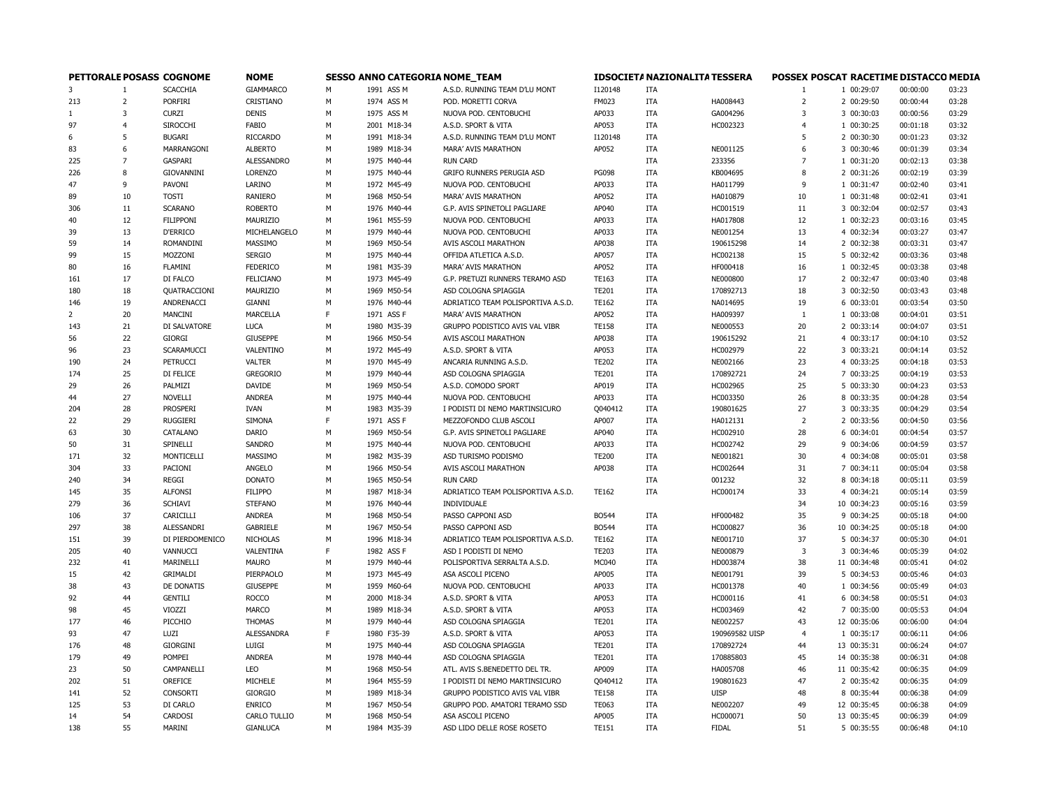| PETTORALE | POSASS | COGNOME | NOME | SESSO | ANNO | CATEGORIA | NOME_TEAM | IDSOCIETA | NAZIONALITA | TESSERA | POSSEX | POSCAT | RACETIME | DISTACCO | MEDIA |
|---|---|---|---|---|---|---|---|---|---|---|---|---|---|---|---|
| 3 | 1 | SCACCHIA | GIAMMARCO | M | 1991 | ASS M | A.S.D. RUNNING TEAM D'LU MONT | I120148 | ITA | | 1 | 1 | 00:29:07 | 00:00:00 | 03:23 |
| 213 | 2 | PORFIRI | CRISTIANO | M | 1974 | ASS M | POD. MORETTI CORVA | FM023 | ITA | HA008443 | 2 | 2 | 00:29:50 | 00:00:44 | 03:28 |
| 1 | 3 | CURZI | DENIS | M | 1975 | ASS M | NUOVA POD. CENTOBUCHI | AP033 | ITA | GA004296 | 3 | 3 | 00:30:03 | 00:00:56 | 03:29 |
| 97 | 4 | SIROCCHI | FABIO | M | 2001 | M18-34 | A.S.D. SPORT & VITA | AP053 | ITA | HC002323 | 4 | 1 | 00:30:25 | 00:01:18 | 03:32 |
| 6 | 5 | BUGARI | RICCARDO | M | 1991 | M18-34 | A.S.D. RUNNING TEAM D'LU MONT | I120148 | ITA | | 5 | 2 | 00:30:30 | 00:01:23 | 03:32 |
| 83 | 6 | MARRANGONI | ALBERTO | M | 1989 | M18-34 | MARA' AVIS MARATHON | AP052 | ITA | NE001125 | 6 | 3 | 00:30:46 | 00:01:39 | 03:34 |
| 225 | 7 | GASPARI | ALESSANDRO | M | 1975 | M40-44 | RUN CARD | | ITA | 233356 | 7 | 1 | 00:31:20 | 00:02:13 | 03:38 |
| 226 | 8 | GIOVANNINI | LORENZO | M | 1975 | M40-44 | GRIFO RUNNERS PERUGIA ASD | PG098 | ITA | KB004695 | 8 | 2 | 00:31:26 | 00:02:19 | 03:39 |
| 47 | 9 | PAVONI | LARINO | M | 1972 | M45-49 | NUOVA POD. CENTOBUCHI | AP033 | ITA | HA011799 | 9 | 1 | 00:31:47 | 00:02:40 | 03:41 |
| 89 | 10 | TOSTI | RANIERO | M | 1968 | M50-54 | MARA' AVIS MARATHON | AP052 | ITA | HA010879 | 10 | 1 | 00:31:48 | 00:02:41 | 03:41 |
| 306 | 11 | SCARANO | ROBERTO | M | 1976 | M40-44 | G.P. AVIS SPINETOLI PAGLIARE | AP040 | ITA | HC001519 | 11 | 3 | 00:32:04 | 00:02:57 | 03:43 |
| 40 | 12 | FILIPPONI | MAURIZIO | M | 1961 | M55-59 | NUOVA POD. CENTOBUCHI | AP033 | ITA | HA017808 | 12 | 1 | 00:32:23 | 00:03:16 | 03:45 |
| 39 | 13 | D'ERRICO | MICHELANGELO | M | 1979 | M40-44 | NUOVA POD. CENTOBUCHI | AP033 | ITA | NE001254 | 13 | 4 | 00:32:34 | 00:03:27 | 03:47 |
| 59 | 14 | ROMANDINI | MASSIMO | M | 1969 | M50-54 | AVIS ASCOLI MARATHON | AP038 | ITA | 190615298 | 14 | 2 | 00:32:38 | 00:03:31 | 03:47 |
| 99 | 15 | MOZZONI | SERGIO | M | 1975 | M40-44 | OFFIDA ATLETICA A.S.D. | AP057 | ITA | HC002138 | 15 | 5 | 00:32:42 | 00:03:36 | 03:48 |
| 80 | 16 | FLAMINI | FEDERICO | M | 1981 | M35-39 | MARA' AVIS MARATHON | AP052 | ITA | HF000418 | 16 | 1 | 00:32:45 | 00:03:38 | 03:48 |
| 161 | 17 | DI FALCO | FELICIANO | M | 1973 | M45-49 | G.P. PRETUZI RUNNERS TERAMO ASD | TE163 | ITA | NE000800 | 17 | 2 | 00:32:47 | 00:03:40 | 03:48 |
| 180 | 18 | QUATRACCIONI | MAURIZIO | M | 1969 | M50-54 | ASD COLOGNA SPIAGGIA | TE201 | ITA | 170892713 | 18 | 3 | 00:32:50 | 00:03:43 | 03:48 |
| 146 | 19 | ANDRENACCI | GIANNI | M | 1976 | M40-44 | ADRIATICO TEAM POLISPORTIVA A.S.D. | TE162 | ITA | NA014695 | 19 | 6 | 00:33:01 | 00:03:54 | 03:50 |
| 2 | 20 | MANCINI | MARCELLA | F | 1971 | ASS F | MARA' AVIS MARATHON | AP052 | ITA | HA009397 | 1 | 1 | 00:33:08 | 00:04:01 | 03:51 |
| 143 | 21 | DI SALVATORE | LUCA | M | 1980 | M35-39 | GRUPPO PODISTICO AVIS VAL VIBR | TE158 | ITA | NE000553 | 20 | 2 | 00:33:14 | 00:04:07 | 03:51 |
| 56 | 22 | GIORGI | GIUSEPPE | M | 1966 | M50-54 | AVIS ASCOLI MARATHON | AP038 | ITA | 190615292 | 21 | 4 | 00:33:17 | 00:04:10 | 03:52 |
| 96 | 23 | SCARAMUCCI | VALENTINO | M | 1972 | M45-49 | A.S.D. SPORT & VITA | AP053 | ITA | HC002979 | 22 | 3 | 00:33:21 | 00:04:14 | 03:52 |
| 190 | 24 | PETRUCCI | VALTER | M | 1970 | M45-49 | ANCARIA RUNNING A.S.D. | TE202 | ITA | NE002166 | 23 | 4 | 00:33:25 | 00:04:18 | 03:53 |
| 174 | 25 | DI FELICE | GREGORIO | M | 1979 | M40-44 | ASD COLOGNA SPIAGGIA | TE201 | ITA | 170892721 | 24 | 7 | 00:33:25 | 00:04:19 | 03:53 |
| 29 | 26 | PALMIZI | DAVIDE | M | 1969 | M50-54 | A.S.D. COMODO SPORT | AP019 | ITA | HC002965 | 25 | 5 | 00:33:30 | 00:04:23 | 03:53 |
| 44 | 27 | NOVELLI | ANDREA | M | 1975 | M40-44 | NUOVA POD. CENTOBUCHI | AP033 | ITA | HC003350 | 26 | 8 | 00:33:35 | 00:04:28 | 03:54 |
| 204 | 28 | PROSPERI | IVAN | M | 1983 | M35-39 | I PODISTI DI NEMO MARTINSICURO | Q040412 | ITA | 190801625 | 27 | 3 | 00:33:35 | 00:04:29 | 03:54 |
| 22 | 29 | RUGGIERI | SIMONA | F | 1971 | ASS F | MEZZOFONDO CLUB ASCOLI | AP007 | ITA | HA012131 | 2 | 2 | 00:33:56 | 00:04:50 | 03:56 |
| 63 | 30 | CATALANO | DARIO | M | 1969 | M50-54 | G.P. AVIS SPINETOLI PAGLIARE | AP040 | ITA | HC002910 | 28 | 6 | 00:34:01 | 00:04:54 | 03:57 |
| 50 | 31 | SPINELLI | SANDRO | M | 1975 | M40-44 | NUOVA POD. CENTOBUCHI | AP033 | ITA | HC002742 | 29 | 9 | 00:34:06 | 00:04:59 | 03:57 |
| 171 | 32 | MONTICELLI | MASSIMO | M | 1982 | M35-39 | ASD TURISMO PODISMO | TE200 | ITA | NE001821 | 30 | 4 | 00:34:08 | 00:05:01 | 03:58 |
| 304 | 33 | PACIONI | ANGELO | M | 1966 | M50-54 | AVIS ASCOLI MARATHON | AP038 | ITA | HC002644 | 31 | 7 | 00:34:11 | 00:05:04 | 03:58 |
| 240 | 34 | REGGI | DONATO | M | 1965 | M50-54 | RUN CARD | | ITA | 001232 | 32 | 8 | 00:34:18 | 00:05:11 | 03:59 |
| 145 | 35 | ALFONSI | FILIPPO | M | 1987 | M18-34 | ADRIATICO TEAM POLISPORTIVA A.S.D. | TE162 | ITA | HC000174 | 33 | 4 | 00:34:21 | 00:05:14 | 03:59 |
| 279 | 36 | SCHIAVI | STEFANO | M | 1976 | M40-44 | INDIVIDUALE | | | | 34 | 10 | 00:34:23 | 00:05:16 | 03:59 |
| 106 | 37 | CARICILLI | ANDREA | M | 1968 | M50-54 | PASSO CAPPONI ASD | BO544 | ITA | HF000482 | 35 | 9 | 00:34:25 | 00:05:18 | 04:00 |
| 297 | 38 | ALESSANDRI | GABRIELE | M | 1967 | M50-54 | PASSO CAPPONI ASD | BO544 | ITA | HC000827 | 36 | 10 | 00:34:25 | 00:05:18 | 04:00 |
| 151 | 39 | DI PIERDOMENICO | NICHOLAS | M | 1996 | M18-34 | ADRIATICO TEAM POLISPORTIVA A.S.D. | TE162 | ITA | NE001710 | 37 | 5 | 00:34:37 | 00:05:30 | 04:01 |
| 205 | 40 | VANNUCCI | VALENTINA | F | 1982 | ASS F | ASD I PODISTI DI NEMO | TE203 | ITA | NE000879 | 3 | 3 | 00:34:46 | 00:05:39 | 04:02 |
| 232 | 41 | MARINELLI | MAURO | M | 1979 | M40-44 | POLISPORTIVA SERRALTA A.S.D. | MC040 | ITA | HD003874 | 38 | 11 | 00:34:48 | 00:05:41 | 04:02 |
| 15 | 42 | GRIMALDI | PIERPAOLO | M | 1973 | M45-49 | ASA ASCOLI PICENO | AP005 | ITA | NE001791 | 39 | 5 | 00:34:53 | 00:05:46 | 04:03 |
| 38 | 43 | DE DONATIS | GIUSEPPE | M | 1959 | M60-64 | NUOVA POD. CENTOBUCHI | AP033 | ITA | HC001378 | 40 | 1 | 00:34:56 | 00:05:49 | 04:03 |
| 92 | 44 | GENTILI | ROCCO | M | 2000 | M18-34 | A.S.D. SPORT & VITA | AP053 | ITA | HC000116 | 41 | 6 | 00:34:58 | 00:05:51 | 04:03 |
| 98 | 45 | VIOZZI | MARCO | M | 1989 | M18-34 | A.S.D. SPORT & VITA | AP053 | ITA | HC003469 | 42 | 7 | 00:35:00 | 00:05:53 | 04:04 |
| 177 | 46 | PICCHIO | THOMAS | M | 1979 | M40-44 | ASD COLOGNA SPIAGGIA | TE201 | ITA | NE002257 | 43 | 12 | 00:35:06 | 00:06:00 | 04:04 |
| 93 | 47 | LUZI | ALESSANDRA | F | 1980 | F35-39 | A.S.D. SPORT & VITA | AP053 | ITA | 190969582 UISP | 4 | 1 | 00:35:17 | 00:06:11 | 04:06 |
| 176 | 48 | GIORGINI | LUIGI | M | 1975 | M40-44 | ASD COLOGNA SPIAGGIA | TE201 | ITA | 170892724 | 44 | 13 | 00:35:31 | 00:06:24 | 04:07 |
| 179 | 49 | POMPEI | ANDREA | M | 1978 | M40-44 | ASD COLOGNA SPIAGGIA | TE201 | ITA | 170885803 | 45 | 14 | 00:35:38 | 00:06:31 | 04:08 |
| 23 | 50 | CAMPANELLI | LEO | M | 1968 | M50-54 | ATL. AVIS S.BENEDETTO DEL TR. | AP009 | ITA | HA005708 | 46 | 11 | 00:35:42 | 00:06:35 | 04:09 |
| 202 | 51 | OREFICE | MICHELE | M | 1964 | M55-59 | I PODISTI DI NEMO MARTINSICURO | Q040412 | ITA | 190801623 | 47 | 2 | 00:35:42 | 00:06:35 | 04:09 |
| 141 | 52 | CONSORTI | GIORGIO | M | 1989 | M18-34 | GRUPPO PODISTICO AVIS VAL VIBR | TE158 | ITA | UISP | 48 | 8 | 00:35:44 | 00:06:38 | 04:09 |
| 125 | 53 | DI CARLO | ENRICO | M | 1967 | M50-54 | GRUPPO POD. AMATORI TERAMO SSD | TE063 | ITA | NE002207 | 49 | 12 | 00:35:45 | 00:06:38 | 04:09 |
| 14 | 54 | CARDOSI | CARLO TULLIO | M | 1968 | M50-54 | ASA ASCOLI PICENO | AP005 | ITA | HC000071 | 50 | 13 | 00:35:45 | 00:06:39 | 04:09 |
| 138 | 55 | MARINI | GIANLUCA | M | 1984 | M35-39 | ASD LIDO DELLE ROSE ROSETO | TE151 | ITA | FIDAL | 51 | 5 | 00:35:55 | 00:06:48 | 04:10 |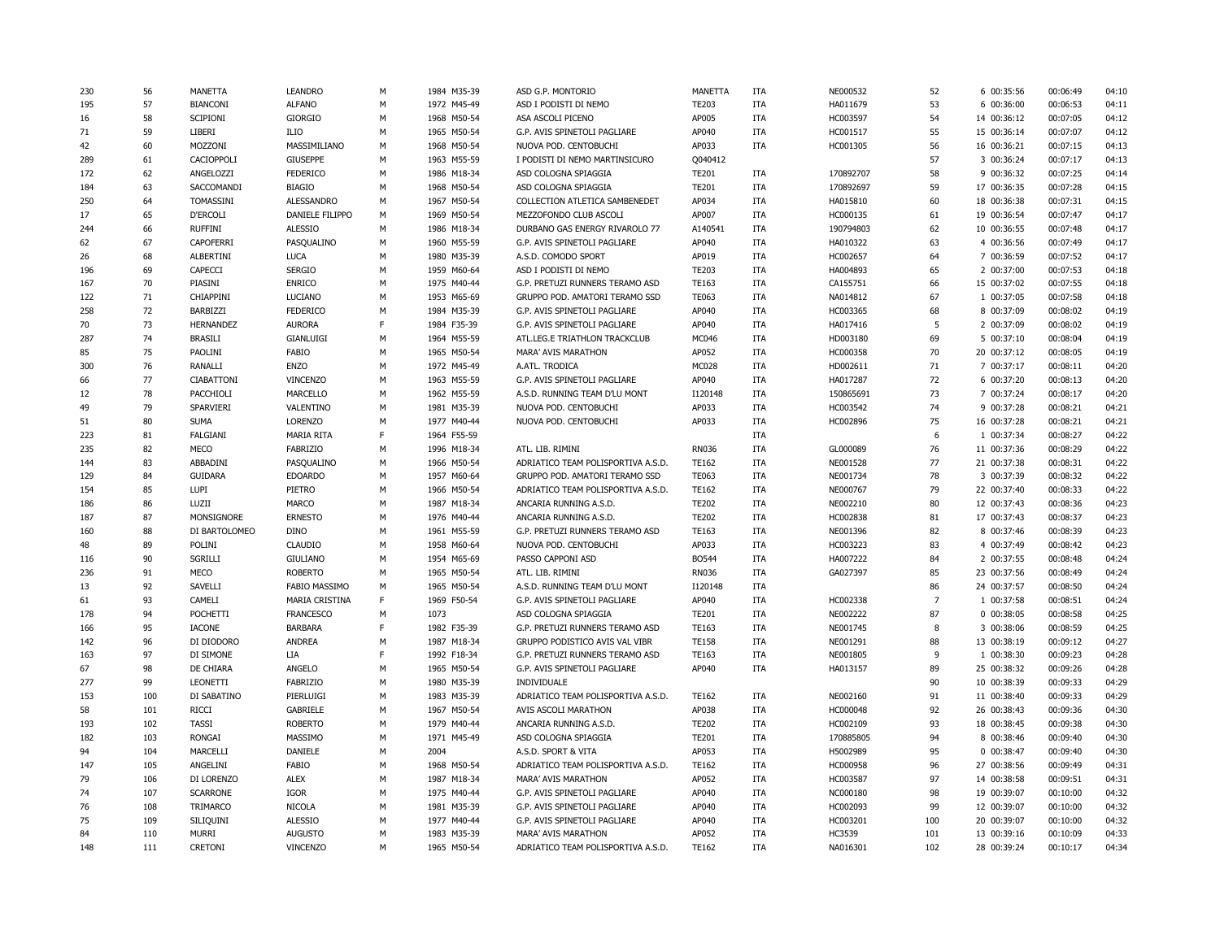| | | | | | | | | | | | | | | |
|---|---|---|---|---|---|---|---|---|---|---|---|---|---|---|
| 230 | 56 | MANETTA | LEANDRO | M | 1984 M35-39 | ASD G.P. MONTORIO | MANETTA | ITA | NE000532 | 52 | 6 00:35:56 | 00:06:49 | 04:10 |
| 195 | 57 | BIANCONI | ALFANO | M | 1972 M45-49 | ASD I PODISTI DI NEMO | TE203 | ITA | HA011679 | 53 | 6 00:36:00 | 00:06:53 | 04:11 |
| 16 | 58 | SCIPIONI | GIORGIO | M | 1968 M50-54 | ASA ASCOLI PICENO | AP005 | ITA | HC003597 | 54 | 14 00:36:12 | 00:07:05 | 04:12 |
| 71 | 59 | LIBERI | ILIO | M | 1965 M50-54 | G.P. AVIS SPINETOLI PAGLIARE | AP040 | ITA | HC001517 | 55 | 15 00:36:14 | 00:07:07 | 04:12 |
| 42 | 60 | MOZZONI | MASSIMILIANO | M | 1968 M50-54 | NUOVA POD. CENTOBUCHI | AP033 | ITA | HC001305 | 56 | 16 00:36:21 | 00:07:15 | 04:13 |
| 289 | 61 | CACIOPPOLI | GIUSEPPE | M | 1963 M55-59 | I PODISTI DI NEMO MARTINSICURO | Q040412 | | | 57 | 3 00:36:24 | 00:07:17 | 04:13 |
| 172 | 62 | ANGELOZZI | FEDERICO | M | 1986 M18-34 | ASD COLOGNA SPIAGGIA | TE201 | ITA | 170892707 | 58 | 9 00:36:32 | 00:07:25 | 04:14 |
| 184 | 63 | SACCOMANDI | BIAGIO | M | 1968 M50-54 | ASD COLOGNA SPIAGGIA | TE201 | ITA | 170892697 | 59 | 17 00:36:35 | 00:07:28 | 04:15 |
| 250 | 64 | TOMASSINI | ALESSANDRO | M | 1967 M50-54 | COLLECTION ATLETICA SAMBENEDET | AP034 | ITA | HA015810 | 60 | 18 00:36:38 | 00:07:31 | 04:15 |
| 17 | 65 | D'ERCOLI | DANIELE FILIPPO | M | 1969 M50-54 | MEZZOFONDO CLUB ASCOLI | AP007 | ITA | HC000135 | 61 | 19 00:36:54 | 00:07:47 | 04:17 |
| 244 | 66 | RUFFINI | ALESSIO | M | 1986 M18-34 | DURBANO GAS ENERGY RIVAROLO 77 | A140541 | ITA | 190794803 | 62 | 10 00:36:55 | 00:07:48 | 04:17 |
| 62 | 67 | CAPOFERRI | PASQUALINO | M | 1960 M55-59 | G.P. AVIS SPINETOLI PAGLIARE | AP040 | ITA | HA010322 | 63 | 4 00:36:56 | 00:07:49 | 04:17 |
| 26 | 68 | ALBERTINI | LUCA | M | 1980 M35-39 | A.S.D. COMODO SPORT | AP019 | ITA | HC002657 | 64 | 7 00:36:59 | 00:07:52 | 04:17 |
| 196 | 69 | CAPECCI | SERGIO | M | 1959 M60-64 | ASD I PODISTI DI NEMO | TE203 | ITA | HA004893 | 65 | 2 00:37:00 | 00:07:53 | 04:18 |
| 167 | 70 | PIASINI | ENRICO | M | 1975 M40-44 | G.P. PRETUZI RUNNERS TERAMO ASD | TE163 | ITA | CA155751 | 66 | 15 00:37:02 | 00:07:55 | 04:18 |
| 122 | 71 | CHIAPPINI | LUCIANO | M | 1953 M65-69 | GRUPPO POD. AMATORI TERAMO SSD | TE063 | ITA | NA014812 | 67 | 1 00:37:05 | 00:07:58 | 04:18 |
| 258 | 72 | BARBIZZI | FEDERICO | M | 1984 M35-39 | G.P. AVIS SPINETOLI PAGLIARE | AP040 | ITA | HC003365 | 68 | 8 00:37:09 | 00:08:02 | 04:19 |
| 70 | 73 | HERNANDEZ | AURORA | F | 1984 F35-39 | G.P. AVIS SPINETOLI PAGLIARE | AP040 | ITA | HA017416 | 5 | 2 00:37:09 | 00:08:02 | 04:19 |
| 287 | 74 | BRASILI | GIANLUIGI | M | 1964 M55-59 | ATL.LEG.E TRIATHLON TRACKCLUB | MC046 | ITA | HD003180 | 69 | 5 00:37:10 | 00:08:04 | 04:19 |
| 85 | 75 | PAOLINI | FABIO | M | 1965 M50-54 | MARA' AVIS MARATHON | AP052 | ITA | HC000358 | 70 | 20 00:37:12 | 00:08:05 | 04:19 |
| 300 | 76 | RANALLI | ENZO | M | 1972 M45-49 | A.ATL. TRODICA | MC028 | ITA | HD002611 | 71 | 7 00:37:17 | 00:08:11 | 04:20 |
| 66 | 77 | CIABATTONI | VINCENZO | M | 1963 M55-59 | G.P. AVIS SPINETOLI PAGLIARE | AP040 | ITA | HA017287 | 72 | 6 00:37:20 | 00:08:13 | 04:20 |
| 12 | 78 | PACCHIOLI | MARCELLO | M | 1962 M55-59 | A.S.D. RUNNING TEAM D'LU MONT | I120148 | ITA | 150865691 | 73 | 7 00:37:24 | 00:08:17 | 04:20 |
| 49 | 79 | SPARVIERI | VALENTINO | M | 1981 M35-39 | NUOVA POD. CENTOBUCHI | AP033 | ITA | HC003542 | 74 | 9 00:37:28 | 00:08:21 | 04:21 |
| 51 | 80 | SUMA | LORENZO | M | 1977 M40-44 | NUOVA POD. CENTOBUCHI | AP033 | ITA | HC002896 | 75 | 16 00:37:28 | 00:08:21 | 04:21 |
| 223 | 81 | FALGIANI | MARIA RITA | F | 1964 F55-59 | | | ITA | | 6 | 1 00:37:34 | 00:08:27 | 04:22 |
| 235 | 82 | MECO | FABRIZIO | M | 1996 M18-34 | ATL. LIB. RIMINI | RN036 | ITA | GL000089 | 76 | 11 00:37:36 | 00:08:29 | 04:22 |
| 144 | 83 | ABBADINI | PASQUALINO | M | 1966 M50-54 | ADRIATICO TEAM POLISPORTIVA A.S.D. | TE162 | ITA | NE001528 | 77 | 21 00:37:38 | 00:08:31 | 04:22 |
| 129 | 84 | GUIDARA | EDOARDO | M | 1957 M60-64 | GRUPPO POD. AMATORI TERAMO SSD | TE063 | ITA | NE001734 | 78 | 3 00:37:39 | 00:08:32 | 04:22 |
| 154 | 85 | LUPI | PIETRO | M | 1966 M50-54 | ADRIATICO TEAM POLISPORTIVA A.S.D. | TE162 | ITA | NE000767 | 79 | 22 00:37:40 | 00:08:33 | 04:22 |
| 186 | 86 | LUZII | MARCO | M | 1987 M18-34 | ANCARIA RUNNING A.S.D. | TE202 | ITA | NE002210 | 80 | 12 00:37:43 | 00:08:36 | 04:23 |
| 187 | 87 | MONSIGNORE | ERNESTO | M | 1976 M40-44 | ANCARIA RUNNING A.S.D. | TE202 | ITA | HC002838 | 81 | 17 00:37:43 | 00:08:37 | 04:23 |
| 160 | 88 | DI BARTOLOMEO | DINO | M | 1961 M55-59 | G.P. PRETUZI RUNNERS TERAMO ASD | TE163 | ITA | NE001396 | 82 | 8 00:37:46 | 00:08:39 | 04:23 |
| 48 | 89 | POLINI | CLAUDIO | M | 1958 M60-64 | NUOVA POD. CENTOBUCHI | AP033 | ITA | HC003223 | 83 | 4 00:37:49 | 00:08:42 | 04:23 |
| 116 | 90 | SGRILLI | GIULIANO | M | 1954 M65-69 | PASSO CAPPONI ASD | BO544 | ITA | HA007222 | 84 | 2 00:37:55 | 00:08:48 | 04:24 |
| 236 | 91 | MECO | ROBERTO | M | 1965 M50-54 | ATL. LIB. RIMINI | RN036 | ITA | GA027397 | 85 | 23 00:37:56 | 00:08:49 | 04:24 |
| 13 | 92 | SAVELLI | FABIO MASSIMO | M | 1965 M50-54 | A.S.D. RUNNING TEAM D'LU MONT | I120148 | ITA | | 86 | 24 00:37:57 | 00:08:50 | 04:24 |
| 61 | 93 | CAMELI | MARIA CRISTINA | F | 1969 F50-54 | G.P. AVIS SPINETOLI PAGLIARE | AP040 | ITA | HC002338 | 7 | 1 00:37:58 | 00:08:51 | 04:24 |
| 178 | 94 | POCHETTI | FRANCESCO | M | 1073 | ASD COLOGNA SPIAGGIA | TE201 | ITA | NE002222 | 87 | 0 00:38:05 | 00:08:58 | 04:25 |
| 166 | 95 | IACONE | BARBARA | F | 1982 F35-39 | G.P. PRETUZI RUNNERS TERAMO ASD | TE163 | ITA | NE001745 | 8 | 3 00:38:06 | 00:08:59 | 04:25 |
| 142 | 96 | DI DIODORO | ANDREA | M | 1987 M18-34 | GRUPPO PODISTICO AVIS VAL VIBR | TE158 | ITA | NE001291 | 88 | 13 00:38:19 | 00:09:12 | 04:27 |
| 163 | 97 | DI SIMONE | LIA | F | 1992 F18-34 | G.P. PRETUZI RUNNERS TERAMO ASD | TE163 | ITA | NE001805 | 9 | 1 00:38:30 | 00:09:23 | 04:28 |
| 67 | 98 | DE CHIARA | ANGELO | M | 1965 M50-54 | G.P. AVIS SPINETOLI PAGLIARE | AP040 | ITA | HA013157 | 89 | 25 00:38:32 | 00:09:26 | 04:28 |
| 277 | 99 | LEONETTI | FABRIZIO | M | 1980 M35-39 | INDIVIDUALE | | | | 90 | 10 00:38:39 | 00:09:33 | 04:29 |
| 153 | 100 | DI SABATINO | PIERLUIGI | M | 1983 M35-39 | ADRIATICO TEAM POLISPORTIVA A.S.D. | TE162 | ITA | NE002160 | 91 | 11 00:38:40 | 00:09:33 | 04:29 |
| 58 | 101 | RICCI | GABRIELE | M | 1967 M50-54 | AVIS ASCOLI MARATHON | AP038 | ITA | HC000048 | 92 | 26 00:38:43 | 00:09:36 | 04:30 |
| 193 | 102 | TASSI | ROBERTO | M | 1979 M40-44 | ANCARIA RUNNING A.S.D. | TE202 | ITA | HC002109 | 93 | 18 00:38:45 | 00:09:38 | 04:30 |
| 182 | 103 | RONGAI | MASSIMO | M | 1971 M45-49 | ASD COLOGNA SPIAGGIA | TE201 | ITA | 170885805 | 94 | 8 00:38:46 | 00:09:40 | 04:30 |
| 94 | 104 | MARCELLI | DANIELE | M | 2004 | A.S.D. SPORT & VITA | AP053 | ITA | H5002989 | 95 | 0 00:38:47 | 00:09:40 | 04:30 |
| 147 | 105 | ANGELINI | FABIO | M | 1968 M50-54 | ADRIATICO TEAM POLISPORTIVA A.S.D. | TE162 | ITA | HC000958 | 96 | 27 00:38:56 | 00:09:49 | 04:31 |
| 79 | 106 | DI LORENZO | ALEX | M | 1987 M18-34 | MARA' AVIS MARATHON | AP052 | ITA | HC003587 | 97 | 14 00:38:58 | 00:09:51 | 04:31 |
| 74 | 107 | SCARRONE | IGOR | M | 1975 M40-44 | G.P. AVIS SPINETOLI PAGLIARE | AP040 | ITA | NC000180 | 98 | 19 00:39:07 | 00:10:00 | 04:32 |
| 76 | 108 | TRIMARCO | NICOLA | M | 1981 M35-39 | G.P. AVIS SPINETOLI PAGLIARE | AP040 | ITA | HC002093 | 99 | 12 00:39:07 | 00:10:00 | 04:32 |
| 75 | 109 | SILIQUINI | ALESSIO | M | 1977 M40-44 | G.P. AVIS SPINETOLI PAGLIARE | AP040 | ITA | HC003201 | 100 | 20 00:39:07 | 00:10:00 | 04:32 |
| 84 | 110 | MURRI | AUGUSTO | M | 1983 M35-39 | MARA' AVIS MARATHON | AP052 | ITA | HC3539 | 101 | 13 00:39:16 | 00:10:09 | 04:33 |
| 148 | 111 | CRETONI | VINCENZO | M | 1965 M50-54 | ADRIATICO TEAM POLISPORTIVA A.S.D. | TE162 | ITA | NA016301 | 102 | 28 00:39:24 | 00:10:17 | 04:34 |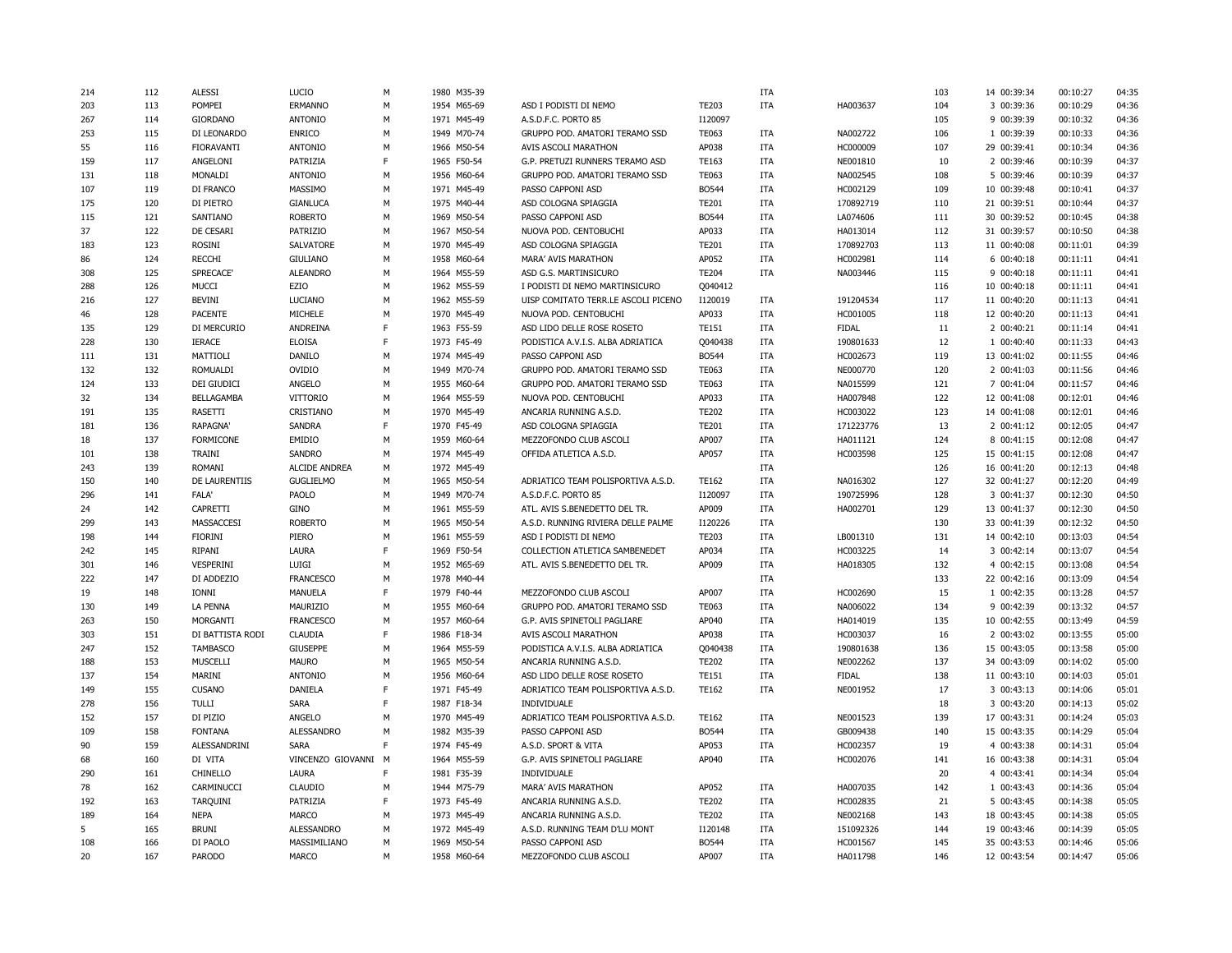| | | | | | | | | | | | | | | |
|---|---|---|---|---|---|---|---|---|---|---|---|---|---|---|
| 214 | 112 | ALESSI | LUCIO | M | 1980 M35-39 | | | ITA | | 103 | 14 00:39:34 | 00:10:27 | 04:35 |
| 203 | 113 | POMPEI | ERMANNO | M | 1954 M65-69 | ASD I PODISTI DI NEMO | TE203 | ITA | HA003637 | 104 | 3 00:39:36 | 00:10:29 | 04:36 |
| 267 | 114 | GIORDANO | ANTONIO | M | 1971 M45-49 | A.S.D.F.C. PORTO 85 | I120097 | | | 105 | 9 00:39:39 | 00:10:32 | 04:36 |
| 253 | 115 | DI LEONARDO | ENRICO | M | 1949 M70-74 | GRUPPO POD. AMATORI TERAMO SSD | TE063 | ITA | NA002722 | 106 | 1 00:39:39 | 00:10:33 | 04:36 |
| 55 | 116 | FIORAVANTI | ANTONIO | M | 1966 M50-54 | AVIS ASCOLI MARATHON | AP038 | ITA | HC000009 | 107 | 29 00:39:41 | 00:10:34 | 04:36 |
| 159 | 117 | ANGELONI | PATRIZIA | F | 1965 F50-54 | G.P. PRETUZI RUNNERS TERAMO ASD | TE163 | ITA | NE001810 | 10 | 2 00:39:46 | 00:10:39 | 04:37 |
| 131 | 118 | MONALDI | ANTONIO | M | 1956 M60-64 | GRUPPO POD. AMATORI TERAMO SSD | TE063 | ITA | NA002545 | 108 | 5 00:39:46 | 00:10:39 | 04:37 |
| 107 | 119 | DI FRANCO | MASSIMO | M | 1971 M45-49 | PASSO CAPPONI ASD | BO544 | ITA | HC002129 | 109 | 10 00:39:48 | 00:10:41 | 04:37 |
| 175 | 120 | DI PIETRO | GIANLUCA | M | 1975 M40-44 | ASD COLOGNA SPIAGGIA | TE201 | ITA | 170892719 | 110 | 21 00:39:51 | 00:10:44 | 04:37 |
| 115 | 121 | SANTIANO | ROBERTO | M | 1969 M50-54 | PASSO CAPPONI ASD | BO544 | ITA | LA074606 | 111 | 30 00:39:52 | 00:10:45 | 04:38 |
| 37 | 122 | DE CESARI | PATRIZIO | M | 1967 M50-54 | NUOVA POD. CENTOBUCHI | AP033 | ITA | HA013014 | 112 | 31 00:39:57 | 00:10:50 | 04:38 |
| 183 | 123 | ROSINI | SALVATORE | M | 1970 M45-49 | ASD COLOGNA SPIAGGIA | TE201 | ITA | 170892703 | 113 | 11 00:40:08 | 00:11:01 | 04:39 |
| 86 | 124 | RECCHI | GIULIANO | M | 1958 M60-64 | MARA' AVIS MARATHON | AP052 | ITA | HC002981 | 114 | 6 00:40:18 | 00:11:11 | 04:41 |
| 308 | 125 | SPRECACE' | ALEANDRO | M | 1964 M55-59 | ASD G.S. MARTINSICURO | TE204 | ITA | NA003446 | 115 | 9 00:40:18 | 00:11:11 | 04:41 |
| 288 | 126 | MUCCI | EZIO | M | 1962 M55-59 | I PODISTI DI NEMO MARTINSICURO | Q040412 | | | 116 | 10 00:40:18 | 00:11:11 | 04:41 |
| 216 | 127 | BEVINI | LUCIANO | M | 1962 M55-59 | UISP COMITATO TERR.LE ASCOLI PICENO | I120019 | ITA | 191204534 | 117 | 11 00:40:20 | 00:11:13 | 04:41 |
| 46 | 128 | PACENTE | MICHELE | M | 1970 M45-49 | NUOVA POD. CENTOBUCHI | AP033 | ITA | HC001005 | 118 | 12 00:40:20 | 00:11:13 | 04:41 |
| 135 | 129 | DI MERCURIO | ANDREINA | F | 1963 F55-59 | ASD LIDO DELLE ROSE ROSETO | TE151 | ITA | FIDAL | 11 | 2 00:40:21 | 00:11:14 | 04:41 |
| 228 | 130 | IERACE | ELOISA | F | 1973 F45-49 | PODISTICA A.V.I.S. ALBA ADRIATICA | Q040438 | ITA | 190801633 | 12 | 1 00:40:40 | 00:11:33 | 04:43 |
| 111 | 131 | MATTIOLI | DANILO | M | 1974 M45-49 | PASSO CAPPONI ASD | BO544 | ITA | HC002673 | 119 | 13 00:41:02 | 00:11:55 | 04:46 |
| 132 | 132 | ROMUALDI | OVIDIO | M | 1949 M70-74 | GRUPPO POD. AMATORI TERAMO SSD | TE063 | ITA | NE000770 | 120 | 2 00:41:03 | 00:11:56 | 04:46 |
| 124 | 133 | DEI GIUDICI | ANGELO | M | 1955 M60-64 | GRUPPO POD. AMATORI TERAMO SSD | TE063 | ITA | NA015599 | 121 | 7 00:41:04 | 00:11:57 | 04:46 |
| 32 | 134 | BELLAGAMBA | VITTORIO | M | 1964 M55-59 | NUOVA POD. CENTOBUCHI | AP033 | ITA | HA007848 | 122 | 12 00:41:08 | 00:12:01 | 04:46 |
| 191 | 135 | RASETTI | CRISTIANO | M | 1970 M45-49 | ANCARIA RUNNING A.S.D. | TE202 | ITA | HC003022 | 123 | 14 00:41:08 | 00:12:01 | 04:46 |
| 181 | 136 | RAPAGNA' | SANDRA | F | 1970 F45-49 | ASD COLOGNA SPIAGGIA | TE201 | ITA | 171223776 | 13 | 2 00:41:12 | 00:12:05 | 04:47 |
| 18 | 137 | FORMICONE | EMIDIO | M | 1959 M60-64 | MEZZOFONDO CLUB ASCOLI | AP007 | ITA | HA011121 | 124 | 8 00:41:15 | 00:12:08 | 04:47 |
| 101 | 138 | TRAINI | SANDRO | M | 1974 M45-49 | OFFIDA ATLETICA A.S.D. | AP057 | ITA | HC003598 | 125 | 15 00:41:15 | 00:12:08 | 04:47 |
| 243 | 139 | ROMANI | ALCIDE ANDREA | M | 1972 M45-49 | | | ITA | | 126 | 16 00:41:20 | 00:12:13 | 04:48 |
| 150 | 140 | DE LAURENTIIS | GUGLIELMO | M | 1965 M50-54 | ADRIATICO TEAM POLISPORTIVA A.S.D. | TE162 | ITA | NA016302 | 127 | 32 00:41:27 | 00:12:20 | 04:49 |
| 296 | 141 | FALA' | PAOLO | M | 1949 M70-74 | A.S.D.F.C. PORTO 85 | I120097 | ITA | 190725996 | 128 | 3 00:41:37 | 00:12:30 | 04:50 |
| 24 | 142 | CAPRETTI | GINO | M | 1961 M55-59 | ATL. AVIS S.BENEDETTO DEL TR. | AP009 | ITA | HA002701 | 129 | 13 00:41:37 | 00:12:30 | 04:50 |
| 299 | 143 | MASSACCESI | ROBERTO | M | 1965 M50-54 | A.S.D. RUNNING RIVIERA DELLE PALME | I120226 | ITA | | 130 | 33 00:41:39 | 00:12:32 | 04:50 |
| 198 | 144 | FIORINI | PIERO | M | 1961 M55-59 | ASD I PODISTI DI NEMO | TE203 | ITA | LB001310 | 131 | 14 00:42:10 | 00:13:03 | 04:54 |
| 242 | 145 | RIPANI | LAURA | F | 1969 F50-54 | COLLECTION ATLETICA SAMBENEDET | AP034 | ITA | HC003225 | 14 | 3 00:42:14 | 00:13:07 | 04:54 |
| 301 | 146 | VESPERINI | LUIGI | M | 1952 M65-69 | ATL. AVIS S.BENEDETTO DEL TR. | AP009 | ITA | HA018305 | 132 | 4 00:42:15 | 00:13:08 | 04:54 |
| 222 | 147 | DI ADDEZIO | FRANCESCO | M | 1978 M40-44 | | | ITA | | 133 | 22 00:42:16 | 00:13:09 | 04:54 |
| 19 | 148 | IONNI | MANUELA | F | 1979 F40-44 | MEZZOFONDO CLUB ASCOLI | AP007 | ITA | HC002690 | 15 | 1 00:42:35 | 00:13:28 | 04:57 |
| 130 | 149 | LA PENNA | MAURIZIO | M | 1955 M60-64 | GRUPPO POD. AMATORI TERAMO SSD | TE063 | ITA | NA006022 | 134 | 9 00:42:39 | 00:13:32 | 04:57 |
| 263 | 150 | MORGANTI | FRANCESCO | M | 1957 M60-64 | G.P. AVIS SPINETOLI PAGLIARE | AP040 | ITA | HA014019 | 135 | 10 00:42:55 | 00:13:49 | 04:59 |
| 303 | 151 | DI BATTISTA RODI | CLAUDIA | F | 1986 F18-34 | AVIS ASCOLI MARATHON | AP038 | ITA | HC003037 | 16 | 2 00:43:02 | 00:13:55 | 05:00 |
| 247 | 152 | TAMBASCO | GIUSEPPE | M | 1964 M55-59 | PODISTICA A.V.I.S. ALBA ADRIATICA | Q040438 | ITA | 190801638 | 136 | 15 00:43:05 | 00:13:58 | 05:00 |
| 188 | 153 | MUSCELLI | MAURO | M | 1965 M50-54 | ANCARIA RUNNING A.S.D. | TE202 | ITA | NE002262 | 137 | 34 00:43:09 | 00:14:02 | 05:00 |
| 137 | 154 | MARINI | ANTONIO | M | 1956 M60-64 | ASD LIDO DELLE ROSE ROSETO | TE151 | ITA | FIDAL | 138 | 11 00:43:10 | 00:14:03 | 05:01 |
| 149 | 155 | CUSANO | DANIELA | F | 1971 F45-49 | ADRIATICO TEAM POLISPORTIVA A.S.D. | TE162 | ITA | NE001952 | 17 | 3 00:43:13 | 00:14:06 | 05:01 |
| 278 | 156 | TULLI | SARA | F | 1987 F18-34 | INDIVIDUALE | | | | 18 | 3 00:43:20 | 00:14:13 | 05:02 |
| 152 | 157 | DI PIZIO | ANGELO | M | 1970 M45-49 | ADRIATICO TEAM POLISPORTIVA A.S.D. | TE162 | ITA | NE001523 | 139 | 17 00:43:31 | 00:14:24 | 05:03 |
| 109 | 158 | FONTANA | ALESSANDRO | M | 1982 M35-39 | PASSO CAPPONI ASD | BO544 | ITA | GB009438 | 140 | 15 00:43:35 | 00:14:29 | 05:04 |
| 90 | 159 | ALESSANDRINI | SARA | F | 1974 F45-49 | A.S.D. SPORT & VITA | AP053 | ITA | HC002357 | 19 | 4 00:43:38 | 00:14:31 | 05:04 |
| 68 | 160 | DI VITA | VINCENZO GIOVANNI | M | 1964 M55-59 | G.P. AVIS SPINETOLI PAGLIARE | AP040 | ITA | HC002076 | 141 | 16 00:43:38 | 00:14:31 | 05:04 |
| 290 | 161 | CHINELLO | LAURA | F | 1981 F35-39 | INDIVIDUALE | | | | 20 | 4 00:43:41 | 00:14:34 | 05:04 |
| 78 | 162 | CARMINUCCI | CLAUDIO | M | 1944 M75-79 | MARA' AVIS MARATHON | AP052 | ITA | HA007035 | 142 | 1 00:43:43 | 00:14:36 | 05:04 |
| 192 | 163 | TARQUINI | PATRIZIA | F | 1973 F45-49 | ANCARIA RUNNING A.S.D. | TE202 | ITA | HC002835 | 21 | 5 00:43:45 | 00:14:38 | 05:05 |
| 189 | 164 | NEPA | MARCO | M | 1973 M45-49 | ANCARIA RUNNING A.S.D. | TE202 | ITA | NE002168 | 143 | 18 00:43:45 | 00:14:38 | 05:05 |
| 5 | 165 | BRUNI | ALESSANDRO | M | 1972 M45-49 | A.S.D. RUNNING TEAM D'LU MONT | I120148 | ITA | 151092326 | 144 | 19 00:43:46 | 00:14:39 | 05:05 |
| 108 | 166 | DI PAOLO | MASSIMILIANO | M | 1969 M50-54 | PASSO CAPPONI ASD | BO544 | ITA | HC001567 | 145 | 35 00:43:53 | 00:14:46 | 05:06 |
| 20 | 167 | PARODO | MARCO | M | 1958 M60-64 | MEZZOFONDO CLUB ASCOLI | AP007 | ITA | HA011798 | 146 | 12 00:43:54 | 00:14:47 | 05:06 |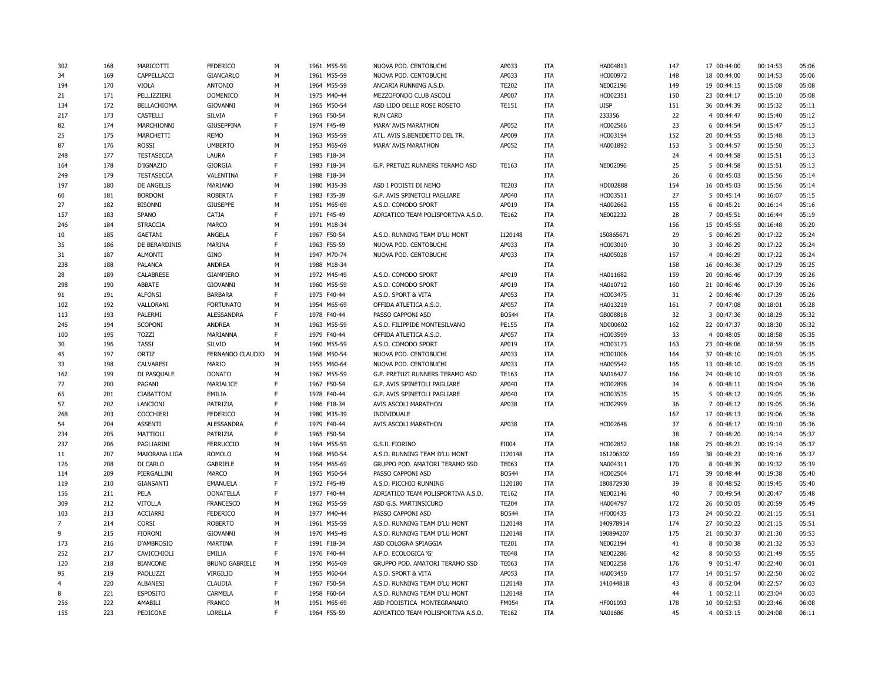| | | | | | | | | | | | | | | | |
|---|---|---|---|---|---|---|---|---|---|---|---|---|---|---|---|
| 302 | 168 | MARICOTTI | FEDERICO | M | 1961 | M55-59 | NUOVA POD. CENTOBUCHI | AP033 | ITA | HA004813 | 147 | 17 | 00:44:00 | 00:14:53 | 05:06 |
| 34 | 169 | CAPPELLACCI | GIANCARLO | M | 1961 | M55-59 | NUOVA POD. CENTOBUCHI | AP033 | ITA | HC000972 | 148 | 18 | 00:44:00 | 00:14:53 | 05:06 |
| 194 | 170 | VIOLA | ANTONIO | M | 1964 | M55-59 | ANCARIA RUNNING A.S.D. | TE202 | ITA | NE002196 | 149 | 19 | 00:44:15 | 00:15:08 | 05:08 |
| 21 | 171 | PELLIZZIERI | DOMENICO | M | 1975 | M40-44 | MEZZOFONDO CLUB ASCOLI | AP007 | ITA | HC002351 | 150 | 23 | 00:44:17 | 00:15:10 | 05:08 |
| 134 | 172 | BELLACHIOMA | GIOVANNI | M | 1965 | M50-54 | ASD LIDO DELLE ROSE ROSETO | TE151 | ITA | UISP | 151 | 36 | 00:44:39 | 00:15:32 | 05:11 |
| 217 | 173 | CASTELLI | SILVIA | F | 1965 | F50-54 | RUN CARD | | ITA | 233356 | 22 | 4 | 00:44:47 | 00:15:40 | 05:12 |
| 82 | 174 | MARCHIONNI | GIUSEPPINA | F | 1974 | F45-49 | MARA' AVIS MARATHON | AP052 | ITA | HC002566 | 23 | 6 | 00:44:54 | 00:15:47 | 05:13 |
| 25 | 175 | MARCHETTI | REMO | M | 1963 | M55-59 | ATL. AVIS S.BENEDETTO DEL TR. | AP009 | ITA | HC003194 | 152 | 20 | 00:44:55 | 00:15:48 | 05:13 |
| 87 | 176 | ROSSI | UMBERTO | M | 1953 | M65-69 | MARA' AVIS MARATHON | AP052 | ITA | HA001892 | 153 | 5 | 00:44:57 | 00:15:50 | 05:13 |
| 248 | 177 | TESTASECCA | LAURA | F | 1985 | F18-34 | | | ITA | | 24 | 4 | 00:44:58 | 00:15:51 | 05:13 |
| 164 | 178 | D'IGNAZIO | GIORGIA | F | 1993 | F18-34 | G.P. PRETUZI RUNNERS TERAMO ASD | TE163 | ITA | NE002096 | 25 | 5 | 00:44:58 | 00:15:51 | 05:13 |
| 249 | 179 | TESTASECCA | VALENTINA | F | 1988 | F18-34 | | | ITA | | 26 | 6 | 00:45:03 | 00:15:56 | 05:14 |
| 197 | 180 | DE ANGELIS | MARIANO | M | 1980 | M35-39 | ASD I PODISTI DI NEMO | TE203 | ITA | HD002888 | 154 | 16 | 00:45:03 | 00:15:56 | 05:14 |
| 60 | 181 | BORDONI | ROBERTA | F | 1983 | F35-39 | G.P. AVIS SPINETOLI PAGLIARE | AP040 | ITA | HC003511 | 27 | 5 | 00:45:14 | 00:16:07 | 05:15 |
| 27 | 182 | BISONNI | GIUSEPPE | M | 1951 | M65-69 | A.S.D. COMODO SPORT | AP019 | ITA | HA002662 | 155 | 6 | 00:45:21 | 00:16:14 | 05:16 |
| 157 | 183 | SPANO | CATJA | F | 1971 | F45-49 | ADRIATICO TEAM POLISPORTIVA A.S.D. | TE162 | ITA | NE002232 | 28 | 7 | 00:45:51 | 00:16:44 | 05:19 |
| 246 | 184 | STRACCIA | MARCO | M | 1991 | M18-34 | | | ITA | | 156 | 15 | 00:45:55 | 00:16:48 | 05:20 |
| 10 | 185 | GAETANI | ANGELA | F | 1967 | F50-54 | A.S.D. RUNNING TEAM D'LU MONT | I120148 | ITA | 150865671 | 29 | 5 | 00:46:29 | 00:17:22 | 05:24 |
| 35 | 186 | DE BERARDINIS | MARINA | F | 1963 | F55-59 | NUOVA POD. CENTOBUCHI | AP033 | ITA | HC003010 | 30 | 3 | 00:46:29 | 00:17:22 | 05:24 |
| 31 | 187 | ALMONTI | GINO | M | 1947 | M70-74 | NUOVA POD. CENTOBUCHI | AP033 | ITA | HA005028 | 157 | 4 | 00:46:29 | 00:17:22 | 05:24 |
| 238 | 188 | PALANCA | ANDREA | M | 1988 | M18-34 | | | ITA | | 158 | 16 | 00:46:36 | 00:17:29 | 05:25 |
| 28 | 189 | CALABRESE | GIAMPIERO | M | 1972 | M45-49 | A.S.D. COMODO SPORT | AP019 | ITA | HA011682 | 159 | 20 | 00:46:46 | 00:17:39 | 05:26 |
| 298 | 190 | ABBATE | GIOVANNI | M | 1960 | M55-59 | A.S.D. COMODO SPORT | AP019 | ITA | HA010712 | 160 | 21 | 00:46:46 | 00:17:39 | 05:26 |
| 91 | 191 | ALFONSI | BARBARA | F | 1975 | F40-44 | A.S.D. SPORT & VITA | AP053 | ITA | HC003475 | 31 | 2 | 00:46:46 | 00:17:39 | 05:26 |
| 102 | 192 | VALLORANI | FORTUNATO | M | 1954 | M65-69 | OFFIDA ATLETICA A.S.D. | AP057 | ITA | HA013219 | 161 | 7 | 00:47:08 | 00:18:01 | 05:28 |
| 113 | 193 | PALERMI | ALESSANDRA | F | 1978 | F40-44 | PASSO CAPPONI ASD | BO544 | ITA | GB008818 | 32 | 3 | 00:47:36 | 00:18:29 | 05:32 |
| 245 | 194 | SCOPONI | ANDREA | M | 1963 | M55-59 | A.S.D. FILIPPIDE MONTESILVANO | PE155 | ITA | ND000602 | 162 | 22 | 00:47:37 | 00:18:30 | 05:32 |
| 100 | 195 | TOZZI | MARIANNA | F | 1979 | F40-44 | OFFIDA ATLETICA A.S.D. | AP057 | ITA | HC003599 | 33 | 4 | 00:48:05 | 00:18:58 | 05:35 |
| 30 | 196 | TASSI | SILVIO | M | 1960 | M55-59 | A.S.D. COMODO SPORT | AP019 | ITA | HC003173 | 163 | 23 | 00:48:06 | 00:18:59 | 05:35 |
| 45 | 197 | ORTIZ | FERNANDO CLAUDIO | M | 1968 | M50-54 | NUOVA POD. CENTOBUCHI | AP033 | ITA | HC001006 | 164 | 37 | 00:48:10 | 00:19:03 | 05:35 |
| 33 | 198 | CALVARESI | MARIO | M | 1955 | M60-64 | NUOVA POD. CENTOBUCHI | AP033 | ITA | HA005542 | 165 | 13 | 00:48:10 | 00:19:03 | 05:35 |
| 162 | 199 | DI PASQUALE | DONATO | M | 1962 | M55-59 | G.P. PRETUZI RUNNERS TERAMO ASD | TE163 | ITA | NA016427 | 166 | 24 | 00:48:10 | 00:19:03 | 05:36 |
| 72 | 200 | PAGANI | MARIALICE | F | 1967 | F50-54 | G.P. AVIS SPINETOLI PAGLIARE | AP040 | ITA | HC002898 | 34 | 6 | 00:48:11 | 00:19:04 | 05:36 |
| 65 | 201 | CIABATTONI | EMILIA | F | 1978 | F40-44 | G.P. AVIS SPINETOLI PAGLIARE | AP040 | ITA | HC003535 | 35 | 5 | 00:48:12 | 00:19:05 | 05:36 |
| 57 | 202 | LANCIONI | PATRIZIA | F | 1986 | F18-34 | AVIS ASCOLI MARATHON | AP038 | ITA | HC002999 | 36 | 7 | 00:48:12 | 00:19:05 | 05:36 |
| 268 | 203 | COCCHIERI | FEDERICO | M | 1980 | M35-39 | INDIVIDUALE | | | | 167 | 17 | 00:48:13 | 00:19:06 | 05:36 |
| 54 | 204 | ASSENTI | ALESSANDRA | F | 1979 | F40-44 | AVIS ASCOLI MARATHON | AP038 | ITA | HC002648 | 37 | 6 | 00:48:17 | 00:19:10 | 05:36 |
| 234 | 205 | MATTIOLI | PATRIZIA | F | 1965 | F50-54 | | | ITA | | 38 | 7 | 00:48:20 | 00:19:14 | 05:37 |
| 237 | 206 | PAGLIARINI | FERRUCCIO | M | 1964 | M55-59 | G.S.IL FIORINO | FI004 | ITA | HC002852 | 168 | 25 | 00:48:21 | 00:19:14 | 05:37 |
| 11 | 207 | MAIORANA LIGA | ROMOLO | M | 1968 | M50-54 | A.S.D. RUNNING TEAM D'LU MONT | I120148 | ITA | 161206302 | 169 | 38 | 00:48:23 | 00:19:16 | 05:37 |
| 126 | 208 | DI CARLO | GABRIELE | M | 1954 | M65-69 | GRUPPO POD. AMATORI TERAMO SSD | TE063 | ITA | NA004311 | 170 | 8 | 00:48:39 | 00:19:32 | 05:39 |
| 114 | 209 | PIERGALLINI | MARCO | M | 1965 | M50-54 | PASSO CAPPONI ASD | BO544 | ITA | HC002504 | 171 | 39 | 00:48:44 | 00:19:38 | 05:40 |
| 119 | 210 | GIANSANTI | EMANUELA | F | 1972 | F45-49 | A.S.D. PICCHIO RUNNING | I120180 | ITA | 180872930 | 39 | 8 | 00:48:52 | 00:19:45 | 05:40 |
| 156 | 211 | PELA | DONATELLA | F | 1977 | F40-44 | ADRIATICO TEAM POLISPORTIVA A.S.D. | TE162 | ITA | NE002146 | 40 | 7 | 00:49:54 | 00:20:47 | 05:48 |
| 309 | 212 | VITOLLA | FRANCESCO | M | 1962 | M55-59 | ASD G.S. MARTINSICURO | TE204 | ITA | HA004797 | 172 | 26 | 00:50:05 | 00:20:59 | 05:49 |
| 103 | 213 | ACCIARRI | FEDERICO | M | 1977 | M40-44 | PASSO CAPPONI ASD | BO544 | ITA | HF000435 | 173 | 24 | 00:50:22 | 00:21:15 | 05:51 |
| 7 | 214 | CORSI | ROBERTO | M | 1961 | M55-59 | A.S.D. RUNNING TEAM D'LU MONT | I120148 | ITA | 140978914 | 174 | 27 | 00:50:22 | 00:21:15 | 05:51 |
| 9 | 215 | FIORONI | GIOVANNI | M | 1970 | M45-49 | A.S.D. RUNNING TEAM D'LU MONT | I120148 | ITA | 190894207 | 175 | 21 | 00:50:37 | 00:21:30 | 05:53 |
| 173 | 216 | D'AMBROSIO | MARTINA | F | 1991 | F18-34 | ASD COLOGNA SPIAGGIA | TE201 | ITA | NE002194 | 41 | 8 | 00:50:38 | 00:21:32 | 05:53 |
| 252 | 217 | CAVICCHIOLI | EMILIA | F | 1976 | F40-44 | A.P.D. ECOLOGICA 'G' | TE048 | ITA | NE002286 | 42 | 8 | 00:50:55 | 00:21:49 | 05:55 |
| 120 | 218 | BIANCONE | BRUNO GABRIELE | M | 1950 | M65-69 | GRUPPO POD. AMATORI TERAMO SSD | TE063 | ITA | NE002258 | 176 | 9 | 00:51:47 | 00:22:40 | 06:01 |
| 95 | 219 | PAOLUZZI | VIRGILIO | M | 1955 | M60-64 | A.S.D. SPORT & VITA | AP053 | ITA | HA003450 | 177 | 14 | 00:51:57 | 00:22:50 | 06:02 |
| 4 | 220 | ALBANESI | CLAUDIA | F | 1967 | F50-54 | A.S.D. RUNNING TEAM D'LU MONT | I120148 | ITA | 141044818 | 43 | 8 | 00:52:04 | 00:22:57 | 06:03 |
| 8 | 221 | ESPOSITO | CARMELA | F | 1958 | F60-64 | A.S.D. RUNNING TEAM D'LU MONT | I120148 | ITA | | 44 | 1 | 00:52:11 | 00:23:04 | 06:03 |
| 256 | 222 | AMABILI | FRANCO | M | 1951 | M65-69 | ASD PODISTICA MONTEGRANARO | FM054 | ITA | HF001093 | 178 | 10 | 00:52:53 | 00:23:46 | 06:08 |
| 155 | 223 | PEDICONE | LORELLA | F | 1964 | F55-59 | ADRIATICO TEAM POLISPORTIVA A.S.D. | TE162 | ITA | NA01686 | 45 | 4 | 00:53:15 | 00:24:08 | 06:11 |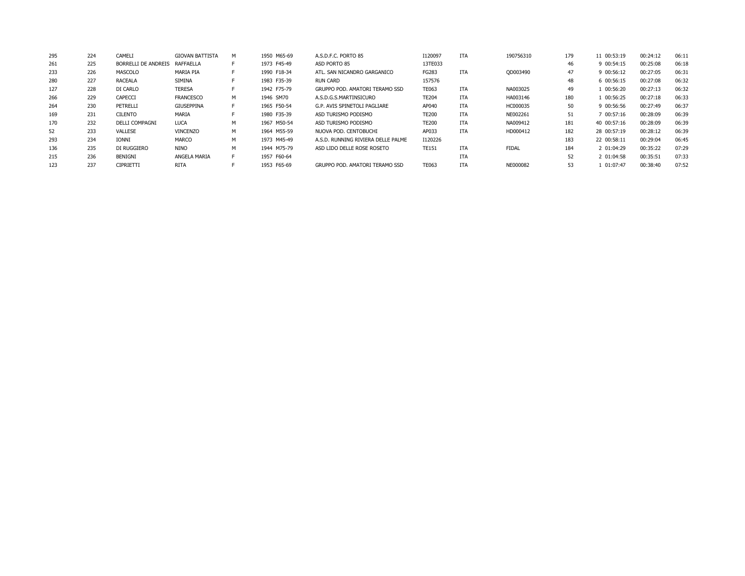| | | | | | | | | | | | | | | | | |
|---|---|---|---|---|---|---|---|---|---|---|---|---|---|---|---|---|
| 295 | 224 | CAMELI | GIOVAN BATTISTA | M | 1950 | M65-69 | A.S.D.F.C. PORTO 85 | I120097 | ITA | 190756310 | 179 | 11 | 00:53:19 | 00:24:12 | 06:11 |
| 261 | 225 | BORRELLI DE ANDREIS | RAFFAELLA | F | 1973 | F45-49 | ASD PORTO 85 | 13TE033 | | | 46 | 9 | 00:54:15 | 00:25:08 | 06:18 |
| 233 | 226 | MASCOLO | MARIA PIA | F | 1990 | F18-34 | ATL. SAN NICANDRO GARGANICO | FG283 | ITA | QD003490 | 47 | 9 | 00:56:12 | 00:27:05 | 06:31 |
| 280 | 227 | RACEALA | SIMINA | F | 1983 | F35-39 | RUN CARD | 157576 | | | 48 | 6 | 00:56:15 | 00:27:08 | 06:32 |
| 127 | 228 | DI CARLO | TERESA | F | 1942 | F75-79 | GRUPPO POD. AMATORI TERAMO SSD | TE063 | ITA | NA003025 | 49 | 1 | 00:56:20 | 00:27:13 | 06:32 |
| 266 | 229 | CAPECCI | FRANCESCO | M | 1946 | SM70 | A.S.D.G.S.MARTINSICURO | TE204 | ITA | HA003146 | 180 | 1 | 00:56:25 | 00:27:18 | 06:33 |
| 264 | 230 | PETRELLI | GIUSEPPINA | F | 1965 | F50-54 | G.P. AVIS SPINETOLI PAGLIARE | AP040 | ITA | HC000035 | 50 | 9 | 00:56:56 | 00:27:49 | 06:37 |
| 169 | 231 | CILENTO | MARIA | F | 1980 | F35-39 | ASD TURISMO PODISMO | TE200 | ITA | NE002261 | 51 | 7 | 00:57:16 | 00:28:09 | 06:39 |
| 170 | 232 | DELLI COMPAGNI | LUCA | M | 1967 | M50-54 | ASD TURISMO PODISMO | TE200 | ITA | NA009412 | 181 | 40 | 00:57:16 | 00:28:09 | 06:39 |
| 52 | 233 | VALLESE | VINCENZO | M | 1964 | M55-59 | NUOVA POD. CENTOBUCHI | AP033 | ITA | HD000412 | 182 | 28 | 00:57:19 | 00:28:12 | 06:39 |
| 293 | 234 | IONNI | MARCO | M | 1973 | M45-49 | A.S.D. RUNNING RIVIERA DELLE PALME | I120226 | | | 183 | 22 | 00:58:11 | 00:29:04 | 06:45 |
| 136 | 235 | DI RUGGIERO | NINO | M | 1944 | M75-79 | ASD LIDO DELLE ROSE ROSETO | TE151 | ITA | FIDAL | 184 | 2 | 01:04:29 | 00:35:22 | 07:29 |
| 215 | 236 | BENIGNI | ANGELA MARIA | F | 1957 | F60-64 | | | ITA | | 52 | 2 | 01:04:58 | 00:35:51 | 07:33 |
| 123 | 237 | CIPRIETTI | RITA | F | 1953 | F65-69 | GRUPPO POD. AMATORI TERAMO SSD | TE063 | ITA | NE000082 | 53 | 1 | 01:07:47 | 00:38:40 | 07:52 |